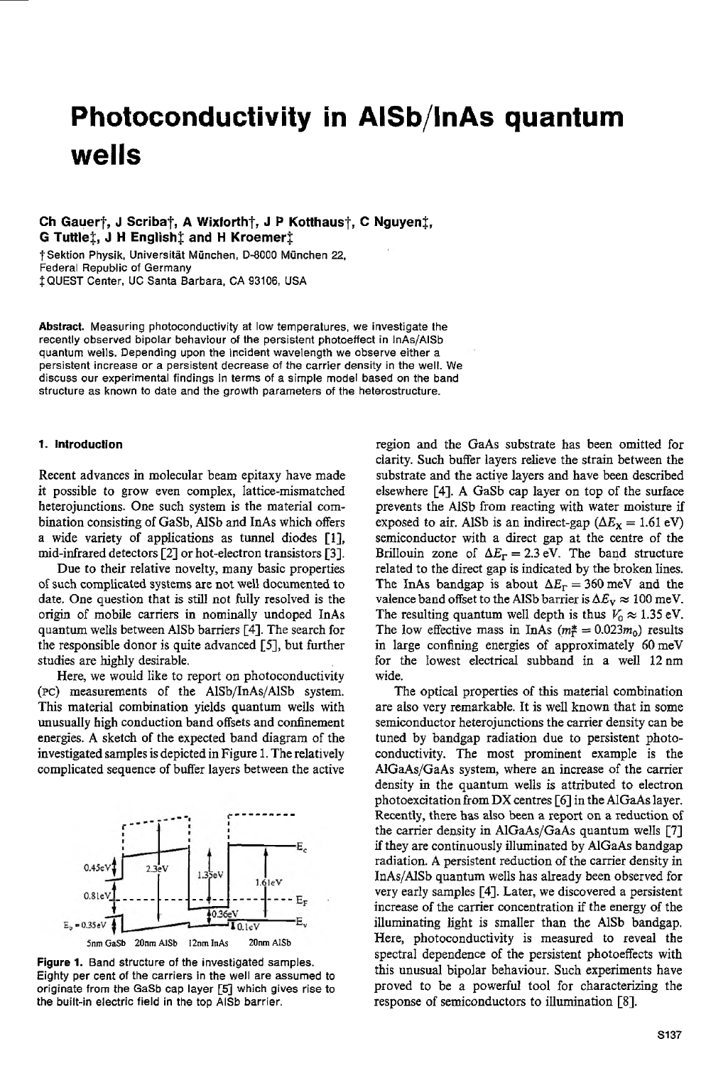# Photoconductivity in AlSb/InAs quantum wells

**Ch Gauer†, J Scriba†, A Wixforth†, J P Kotthaus†, C Nguyen‡, G Tuttle‡, J H English‡ and H Kroemer‡**

† Sektion Physik, Universität München, D-8000 München 22, Federal Republic of Germany
‡ QUEST Center, UC Santa Barbara, CA 93106, USA

**Abstract.** Measuring photoconductivity at low temperatures, we investigate the recently observed bipolar behaviour of the persistent photoeffect in InAs/AlSb quantum wells. Depending upon the incident wavelength we observe either a persistent increase or a persistent decrease of the carrier density in the well. We discuss our experimental findings in terms of a simple model based on the band structure as known to date and the growth parameters of the heterostructure.

## 1. Introduction

Recent advances in molecular beam epitaxy have made it possible to grow even complex, lattice-mismatched heterojunctions. One such system is the material combination consisting of GaSb, AlSb and InAs which offers a wide variety of applications as tunnel diodes [1], mid-infrared detectors [2] or hot-electron transistors [3].

Due to their relative novelty, many basic properties of such complicated systems are not well documented to date. One question that is still not fully resolved is the origin of mobile carriers in nominally undoped InAs quantum wells between AlSb barriers [4]. The search for the responsible donor is quite advanced [5], but further studies are highly desirable.

Here, we would like to report on photoconductivity (PC) measurements of the AlSb/InAs/AlSb system. This material combination yields quantum wells with unusually high conduction band offsets and confinement energies. A sketch of the expected band diagram of the investigated samples is depicted in Figure 1. The relatively complicated sequence of buffer layers between the active region and the GaAs substrate has been omitted for clarity. Such buffer layers relieve the strain between the substrate and the active layers and have been described elsewhere [4]. A GaSb cap layer on top of the surface prevents the AlSb from reacting with water moisture if exposed to air. AlSb is an indirect-gap ($\Delta E_X = 1.61$ eV) semiconductor with a direct gap at the centre of the Brillouin zone of $\Delta E_\Gamma = 2.3$ eV. The band structure related to the direct gap is indicated by the broken lines. The InAs bandgap is about $\Delta E_\Gamma = 360$ meV and the valence band offset to the AlSb barrier is $\Delta E_V \approx 100$ meV. The resulting quantum well depth is thus $V_0 \approx 1.35$ eV. The low effective mass in InAs ($m_\Gamma^* = 0.023 m_0$) results in large confining energies of approximately 60 meV for the lowest electrical subband in a well 12 nm wide.

**Figure 1.** Band structure of the investigated samples. Eighty per cent of the carriers in the well are assumed to originate from the GaSb cap layer [5] which gives rise to the built-in electric field in the top AlSb barrier.

The optical properties of this material combination are also very remarkable. It is well known that in some semiconductor heterojunctions the carrier density can be tuned by bandgap radiation due to persistent photoconductivity. The most prominent example is the AlGaAs/GaAs system, where an increase of the carrier density in the quantum wells is attributed to electron photoexcitation from DX centres [6] in the AlGaAs layer. Recently, there has also been a report on a reduction of the carrier density in AlGaAs/GaAs quantum wells [7] if they are continuously illuminated by AlGaAs bandgap radiation. A persistent reduction of the carrier density in InAs/AlSb quantum wells has already been observed for very early samples [4]. Later, we discovered a persistent increase of the carrier concentration if the energy of the illuminating light is smaller than the AlSb bandgap. Here, photoconductivity is measured to reveal the spectral dependence of the persistent photoeffects with this unusual bipolar behaviour. Such experiments have proved to be a powerful tool for characterizing the response of semiconductors to illumination [8].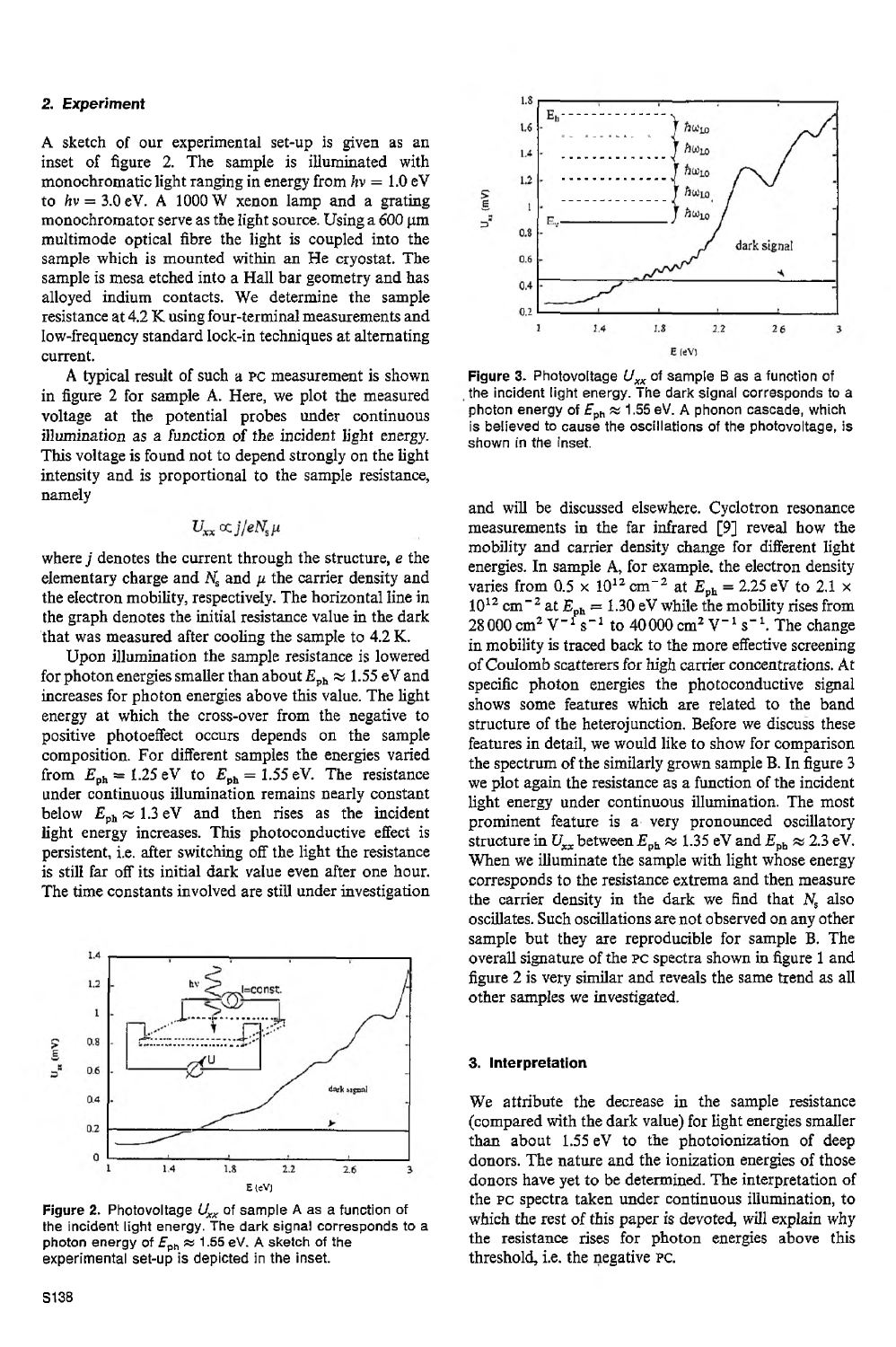## 2. Experiment

A sketch of our experimental set-up is given as an inset of figure 2. The sample is illuminated with monochromatic light ranging in energy from $h\nu = 1.0$ eV to $h\nu = 3.0$ eV. A 1000 W xenon lamp and a grating monochromator serve as the light source. Using a 600 μm multimode optical fibre the light is coupled into the sample which is mounted within an He cryostat. The sample is mesa etched into a Hall bar geometry and has alloyed indium contacts. We determine the sample resistance at 4.2 K using four-terminal measurements and low-frequency standard lock-in techniques at alternating current.

A typical result of such a PC measurement is shown in figure 2 for sample A. Here, we plot the measured voltage at the potential probes under continuous illumination as a function of the incident light energy. This voltage is found not to depend strongly on the light intensity and is proportional to the sample resistance, namely

$$U_{xx} \propto j/eN_s\mu$$

where $j$ denotes the current through the structure, $e$ the elementary charge and $N_s$ and $\mu$ the carrier density and the electron mobility, respectively. The horizontal line in the graph denotes the initial resistance value in the dark that was measured after cooling the sample to 4.2 K.

Upon illumination the sample resistance is lowered for photon energies smaller than about $E_{ph} \approx 1.55$ eV and increases for photon energies above this value. The light energy at which the cross-over from the negative to positive photoeffect occurs depends on the sample composition. For different samples the energies varied from $E_{ph} = 1.25$ eV to $E_{ph} = 1.55$ eV. The resistance under continuous illumination remains nearly constant below $E_{ph} \approx 1.3$ eV and then rises as the incident light energy increases. This photoconductive effect is persistent, i.e. after switching off the light the resistance is still far off its initial dark value even after one hour. The time constants involved are still under investigation and will be discussed elsewhere. Cyclotron resonance measurements in the far infrared [9] reveal how the mobility and carrier density change for different light energies. In sample A, for example, the electron density varies from $0.5 \times 10^{12}$ cm$^{-2}$ at $E_{ph} = 2.25$ eV to $2.1 \times 10^{12}$ cm$^{-2}$ at $E_{ph} = 1.30$ eV while the mobility rises from 28 000 cm$^2$ V$^{-1}$ s$^{-1}$ to 40 000 cm$^2$ V$^{-1}$ s$^{-1}$. The change in mobility is traced back to the more effective screening of Coulomb scatterers for high carrier concentrations. At specific photon energies the photoconductive signal shows some features which are related to the band structure of the heterojunction. Before we discuss these features in detail, we would like to show for comparison the spectrum of the similarly grown sample B. In figure 3 we plot again the resistance as a function of the incident light energy under continuous illumination. The most prominent feature is a very pronounced oscillatory structure in $U_{xx}$ between $E_{ph} \approx 1.35$ eV and $E_{ph} \approx 2.3$ eV. When we illuminate the sample with light whose energy corresponds to the resistance extrema and then measure the carrier density in the dark we find that $N_s$ also oscillates. Such oscillations are not observed on any other sample but they are reproducible for sample B. The overall signature of the PC spectra shown in figure 1 and figure 2 is very similar and reveals the same trend as all other samples we investigated.

**Figure 2.** Photovoltage $U_{xx}$ of sample A as a function of the incident light energy. The dark signal corresponds to a photon energy of $E_{ph} \approx 1.55$ eV. A sketch of the experimental set-up is depicted in the inset.

**Figure 3.** Photovoltage $U_{xx}$ of sample B as a function of the incident light energy. The dark signal corresponds to a photon energy of $E_{ph} \approx 1.55$ eV. A phonon cascade, which is believed to cause the oscillations of the photovoltage, is shown in the inset.

## 3. Interpretation

We attribute the decrease in the sample resistance (compared with the dark value) for light energies smaller than about 1.55 eV to the photoionization of deep donors. The nature and the ionization energies of those donors have yet to be determined. The interpretation of the PC spectra taken under continuous illumination, to which the rest of this paper is devoted, will explain why the resistance rises for photon energies above this threshold, i.e. the negative PC.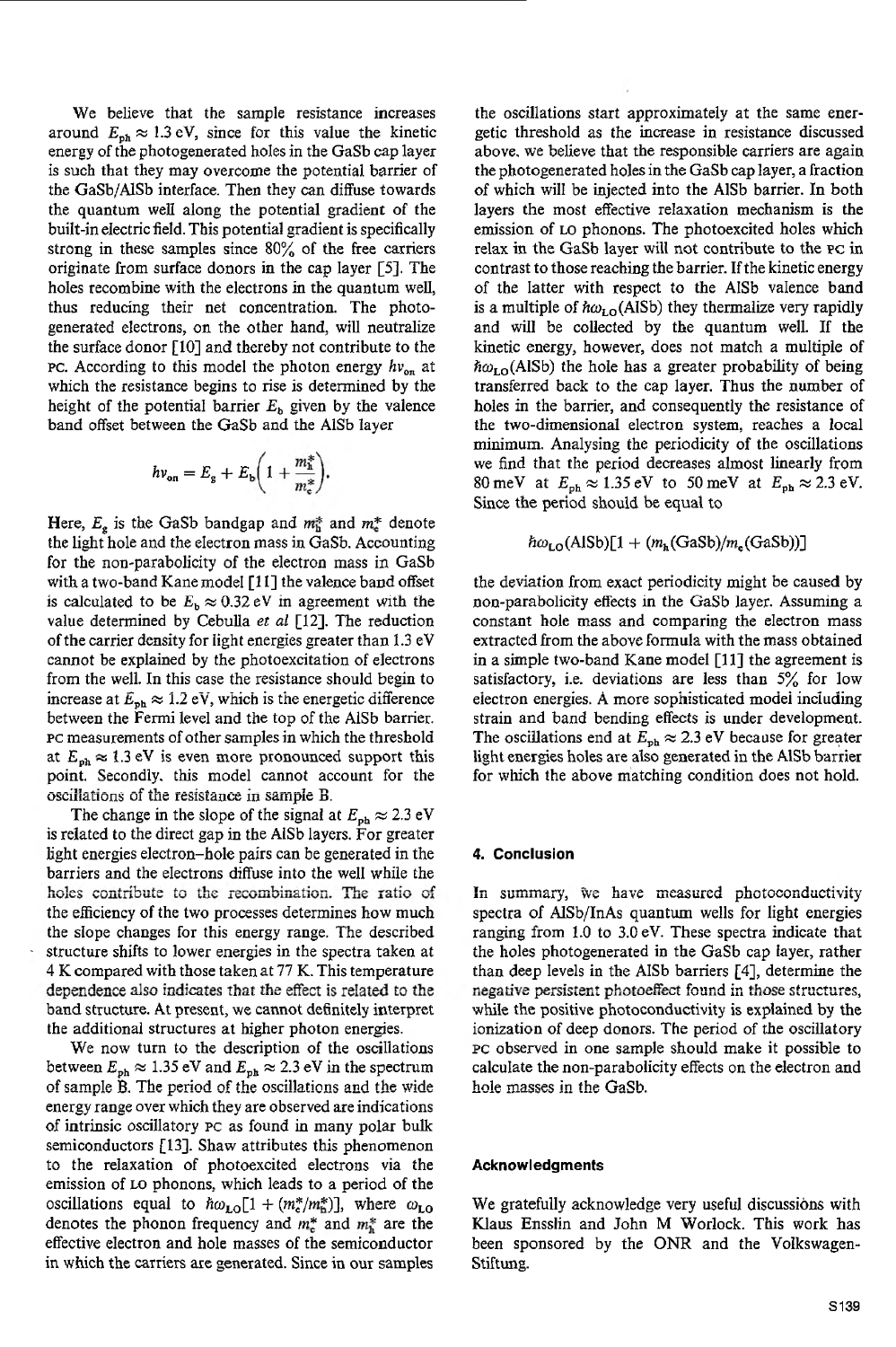We believe that the sample resistance increases around $E_{ph} \approx 1.3$ eV, since for this value the kinetic energy of the photogenerated holes in the GaSb cap layer is such that they may overcome the potential barrier of the GaSb/AlSb interface. Then they can diffuse towards the quantum well along the potential gradient of the built-in electric field. This potential gradient is specifically strong in these samples since 80% of the free carriers originate from surface donors in the cap layer [5]. The holes recombine with the electrons in the quantum well, thus reducing their net concentration. The photogenerated electrons, on the other hand, will neutralize the surface donor [10] and thereby not contribute to the PC. According to this model the photon energy $h\nu_{on}$ at which the resistance begins to rise is determined by the height of the potential barrier $E_b$ given by the valence band offset between the GaSb and the AlSb layer

$$h\nu_{on} = E_g + E_b\left(1 + \frac{m_h^*}{m_e^*}\right).$$

Here, $E_g$ is the GaSb bandgap and $m_h^*$ and $m_e^*$ denote the light hole and the electron mass in GaSb. Accounting for the non-parabolicity of the electron mass in GaSb with a two-band Kane model [11] the valence band offset is calculated to be $E_b \approx 0.32$ eV in agreement with the value determined by Cebulla *et al* [12]. The reduction of the carrier density for light energies greater than 1.3 eV cannot be explained by the photoexcitation of electrons from the well. In this case the resistance should begin to increase at $E_{ph} \approx 1.2$ eV, which is the energetic difference between the Fermi level and the top of the AlSb barrier. PC measurements of other samples in which the threshold at $E_{ph} \approx 1.3$ eV is even more pronounced support this point. Secondly, this model cannot account for the oscillations of the resistance in sample B.

The change in the slope of the signal at $E_{ph} \approx 2.3$ eV is related to the direct gap in the AlSb layers. For greater light energies electron–hole pairs can be generated in the barriers and the electrons diffuse into the well while the holes contribute to the recombination. The ratio of the efficiency of the two processes determines how much the slope changes for this energy range. The described structure shifts to lower energies in the spectra taken at 4 K compared with those taken at 77 K. This temperature dependence also indicates that the effect is related to the band structure. At present, we cannot definitely interpret the additional structures at higher photon energies.

We now turn to the description of the oscillations between $E_{ph} \approx 1.35$ eV and $E_{ph} \approx 2.3$ eV in the spectrum of sample B. The period of the oscillations and the wide energy range over which they are observed are indications of intrinsic oscillatory PC as found in many polar bulk semiconductors [13]. Shaw attributes this phenomenon to the relaxation of photoexcited electrons via the emission of LO phonons, which leads to a period of the oscillations equal to $\hbar\omega_{LO}[1 + (m_e^*/m_h^*)]$, where $\omega_{LO}$ denotes the phonon frequency and $m_e^*$ and $m_h^*$ are the effective electron and hole masses of the semiconductor in which the carriers are generated. Since in our samples the oscillations start approximately at the same energetic threshold as the increase in resistance discussed above, we believe that the responsible carriers are again the photogenerated holes in the GaSb cap layer, a fraction of which will be injected into the AlSb barrier. In both layers the most effective relaxation mechanism is the emission of LO phonons. The photoexcited holes which relax in the GaSb layer will not contribute to the PC in contrast to those reaching the barrier. If the kinetic energy of the latter with respect to the AlSb valence band is a multiple of $\hbar\omega_{LO}$(AlSb) they thermalize very rapidly and will be collected by the quantum well. If the kinetic energy, however, does not match a multiple of $\hbar\omega_{LO}$(AlSb) the hole has a greater probability of being transferred back to the cap layer. Thus the number of holes in the barrier, and consequently the resistance of the two-dimensional electron system, reaches a local minimum. Analysing the periodicity of the oscillations we find that the period decreases almost linearly from 80 meV at $E_{ph} \approx 1.35$ eV to 50 meV at $E_{ph} \approx 2.3$ eV. Since the period should be equal to

$$\hbar\omega_{LO}(\text{AlSb})[1 + (m_h(\text{GaSb})/m_e(\text{GaSb}))]$$

the deviation from exact periodicity might be caused by non-parabolicity effects in the GaSb layer. Assuming a constant hole mass and comparing the electron mass extracted from the above formula with the mass obtained in a simple two-band Kane model [11] the agreement is satisfactory, i.e. deviations are less than 5% for low electron energies. A more sophisticated model including strain and band bending effects is under development. The oscillations end at $E_{ph} \approx 2.3$ eV because for greater light energies holes are also generated in the AlSb barrier for which the above matching condition does not hold.

## 4. Conclusion

In summary, we have measured photoconductivity spectra of AlSb/InAs quantum wells for light energies ranging from 1.0 to 3.0 eV. These spectra indicate that the holes photogenerated in the GaSb cap layer, rather than deep levels in the AlSb barriers [4], determine the negative persistent photoeffect found in those structures, while the positive photoconductivity is explained by the ionization of deep donors. The period of the oscillatory PC observed in one sample should make it possible to calculate the non-parabolicity effects on the electron and hole masses in the GaSb.

## Acknowledgments

We gratefully acknowledge very useful discussions with Klaus Ensslin and John M Worlock. This work has been sponsored by the ONR and the Volkswagen-Stiftung.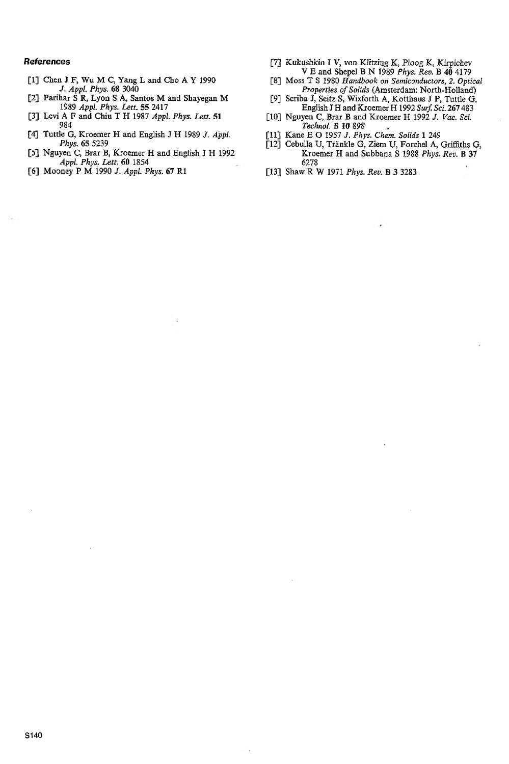## References

[1] Chen J F, Wu M C, Yang L and Cho A Y 1990 *J. Appl. Phys.* **68** 3040

[2] Parihar S R, Lyon S A, Santos M and Shayegan M 1989 *Appl. Phys. Lett.* **55** 2417

[3] Levi A F and Chiu T H 1987 *Appl. Phys. Lett.* **51** 984

[4] Tuttle G, Kroemer H and English J H 1989 *J. Appl. Phys.* **65** 5239

[5] Nguyen C, Brar B, Kroemer H and English J H 1992 *Appl. Phys. Lett.* **60** 1854

[6] Mooney P M 1990 *J. Appl. Phys.* **67** R1

[7] Kukushkin I V, von Klitzing K, Ploog K, Kirpichev V E and Shepel B N 1989 *Phys. Rev.* B **40** 4179

[8] Moss T S 1980 *Handbook on Semiconductors, 2. Optical Properties of Solids* (Amsterdam: North-Holland)

[9] Scriba J, Seitz S, Wixforth A, Kotthaus J P, Tuttle G, English J H and Kroemer H 1992 *Surf. Sci.* **267** 483

[10] Nguyen C, Brar B and Kroemer H 1992 *J. Vac. Sci. Technol.* B **10** 898

[11] Kane E O 1957 *J. Phys. Chem. Solids* **1** 249

[12] Cebulla U, Tränkle G, Ziem U, Forchel A, Griffiths G, Kroemer H and Subbana S 1988 *Phys. Rev.* B **37** 6278

[13] Shaw R W 1971 *Phys. Rev.* B **3** 3283